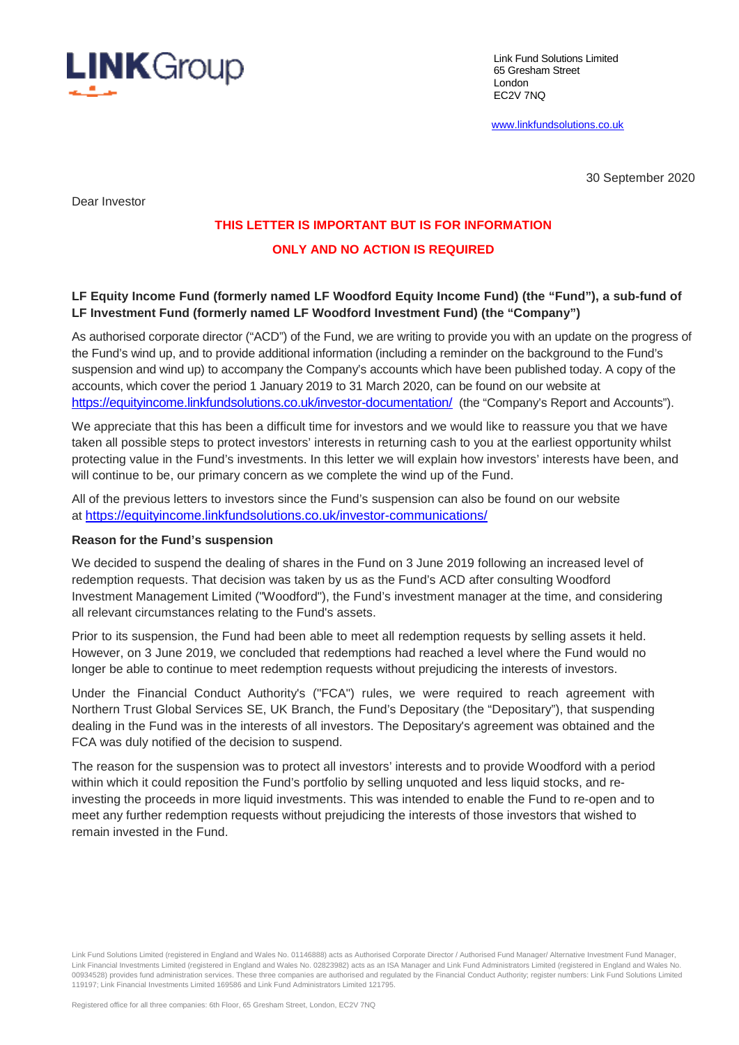Link Fund Solutions Limited
65 Gresham Street
London
EC2V 7NQ

www.linkfundsolutions.co.uk

30 September 2020

Dear Investor

**THIS LETTER IS IMPORTANT BUT IS FOR INFORMATION ONLY AND NO ACTION IS REQUIRED**

**LF Equity Income Fund (formerly named LF Woodford Equity Income Fund) (the "Fund"), a sub-fund of LF Investment Fund (formerly named LF Woodford Investment Fund) (the "Company")**

As authorised corporate director ("ACD") of the Fund, we are writing to provide you with an update on the progress of the Fund's wind up, and to provide additional information (including a reminder on the background to the Fund's suspension and wind up) to accompany the Company's accounts which have been published today. A copy of the accounts, which cover the period 1 January 2019 to 31 March 2020, can be found on our website at https://equityincome.linkfundsolutions.co.uk/investor-documentation/ (the "Company's Report and Accounts").

We appreciate that this has been a difficult time for investors and we would like to reassure you that we have taken all possible steps to protect investors' interests in returning cash to you at the earliest opportunity whilst protecting value in the Fund's investments. In this letter we will explain how investors' interests have been, and will continue to be, our primary concern as we complete the wind up of the Fund.

All of the previous letters to investors since the Fund's suspension can also be found on our website at https://equityincome.linkfundsolutions.co.uk/investor-communications/

**Reason for the Fund's suspension**

We decided to suspend the dealing of shares in the Fund on 3 June 2019 following an increased level of redemption requests. That decision was taken by us as the Fund's ACD after consulting Woodford Investment Management Limited ("Woodford"), the Fund's investment manager at the time, and considering all relevant circumstances relating to the Fund's assets.

Prior to its suspension, the Fund had been able to meet all redemption requests by selling assets it held. However, on 3 June 2019, we concluded that redemptions had reached a level where the Fund would no longer be able to continue to meet redemption requests without prejudicing the interests of investors.

Under the Financial Conduct Authority's ("FCA") rules, we were required to reach agreement with Northern Trust Global Services SE, UK Branch, the Fund's Depositary (the "Depositary"), that suspending dealing in the Fund was in the interests of all investors. The Depositary's agreement was obtained and the FCA was duly notified of the decision to suspend.

The reason for the suspension was to protect all investors' interests and to provide Woodford with a period within which it could reposition the Fund's portfolio by selling unquoted and less liquid stocks, and re-investing the proceeds in more liquid investments. This was intended to enable the Fund to re-open and to meet any further redemption requests without prejudicing the interests of those investors that wished to remain invested in the Fund.

Link Fund Solutions Limited (registered in England and Wales No. 01146888) acts as Authorised Corporate Director / Authorised Fund Manager/ Alternative Investment Fund Manager, Link Financial Investments Limited (registered in England and Wales No. 02823982) acts as an ISA Manager and Link Fund Administrators Limited (registered in England and Wales No. 00934528) provides fund administration services. These three companies are authorised and regulated by the Financial Conduct Authority; register numbers: Link Fund Solutions Limited 119197; Link Financial Investments Limited 169586 and Link Fund Administrators Limited 121795.

Registered office for all three companies: 6th Floor, 65 Gresham Street, London, EC2V 7NQ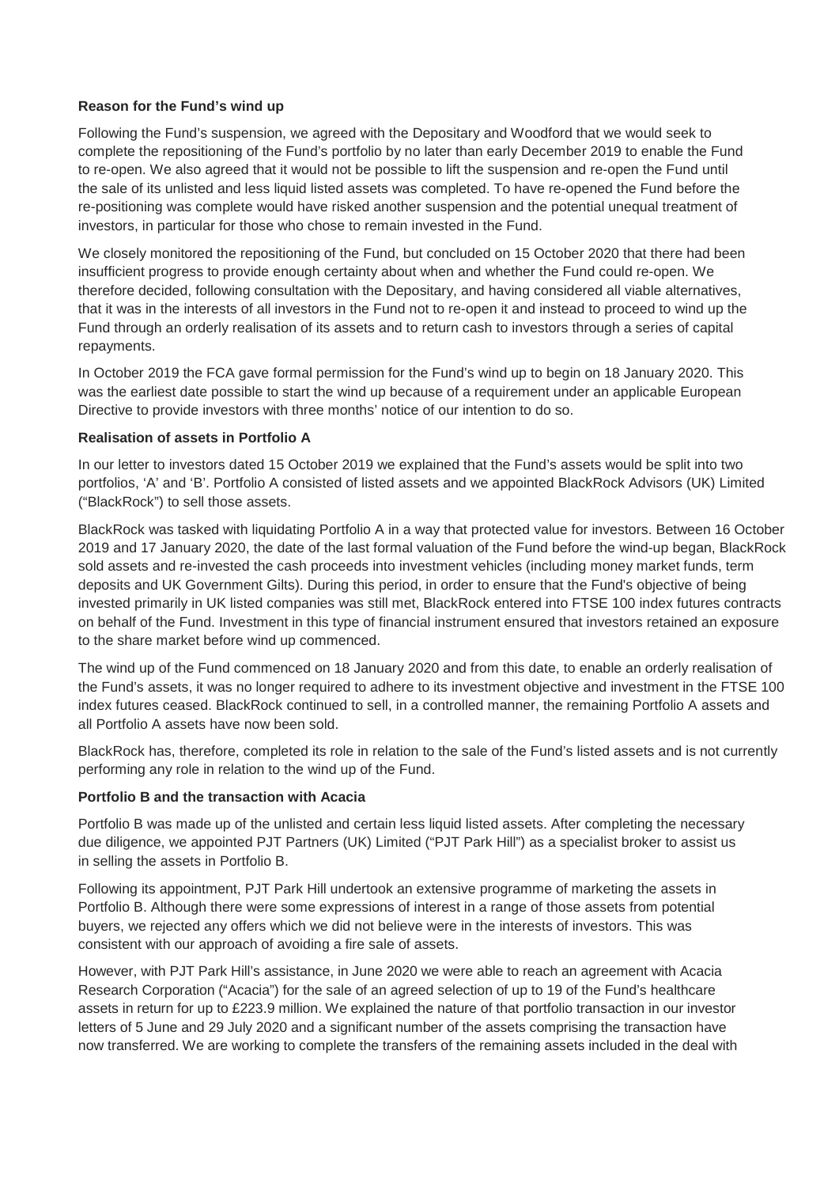**Reason for the Fund's wind up**

Following the Fund's suspension, we agreed with the Depositary and Woodford that we would seek to complete the repositioning of the Fund's portfolio by no later than early December 2019 to enable the Fund to re-open. We also agreed that it would not be possible to lift the suspension and re-open the Fund until the sale of its unlisted and less liquid listed assets was completed. To have re-opened the Fund before the re-positioning was complete would have risked another suspension and the potential unequal treatment of investors, in particular for those who chose to remain invested in the Fund.

We closely monitored the repositioning of the Fund, but concluded on 15 October 2020 that there had been insufficient progress to provide enough certainty about when and whether the Fund could re-open. We therefore decided, following consultation with the Depositary, and having considered all viable alternatives, that it was in the interests of all investors in the Fund not to re-open it and instead to proceed to wind up the Fund through an orderly realisation of its assets and to return cash to investors through a series of capital repayments.

In October 2019 the FCA gave formal permission for the Fund's wind up to begin on 18 January 2020. This was the earliest date possible to start the wind up because of a requirement under an applicable European Directive to provide investors with three months' notice of our intention to do so.

**Realisation of assets in Portfolio A**

In our letter to investors dated 15 October 2019 we explained that the Fund's assets would be split into two portfolios, 'A' and 'B'. Portfolio A consisted of listed assets and we appointed BlackRock Advisors (UK) Limited ("BlackRock") to sell those assets.

BlackRock was tasked with liquidating Portfolio A in a way that protected value for investors. Between 16 October 2019 and 17 January 2020, the date of the last formal valuation of the Fund before the wind-up began, BlackRock sold assets and re-invested the cash proceeds into investment vehicles (including money market funds, term deposits and UK Government Gilts). During this period, in order to ensure that the Fund's objective of being invested primarily in UK listed companies was still met, BlackRock entered into FTSE 100 index futures contracts on behalf of the Fund. Investment in this type of financial instrument ensured that investors retained an exposure to the share market before wind up commenced.

The wind up of the Fund commenced on 18 January 2020 and from this date, to enable an orderly realisation of the Fund's assets, it was no longer required to adhere to its investment objective and investment in the FTSE 100 index futures ceased. BlackRock continued to sell, in a controlled manner, the remaining Portfolio A assets and all Portfolio A assets have now been sold.

BlackRock has, therefore, completed its role in relation to the sale of the Fund's listed assets and is not currently performing any role in relation to the wind up of the Fund.

**Portfolio B and the transaction with Acacia**

Portfolio B was made up of the unlisted and certain less liquid listed assets. After completing the necessary due diligence, we appointed PJT Partners (UK) Limited ("PJT Park Hill") as a specialist broker to assist us in selling the assets in Portfolio B.

Following its appointment, PJT Park Hill undertook an extensive programme of marketing the assets in Portfolio B. Although there were some expressions of interest in a range of those assets from potential buyers, we rejected any offers which we did not believe were in the interests of investors. This was consistent with our approach of avoiding a fire sale of assets.

However, with PJT Park Hill's assistance, in June 2020 we were able to reach an agreement with Acacia Research Corporation ("Acacia") for the sale of an agreed selection of up to 19 of the Fund's healthcare assets in return for up to £223.9 million. We explained the nature of that portfolio transaction in our investor letters of 5 June and 29 July 2020 and a significant number of the assets comprising the transaction have now transferred. We are working to complete the transfers of the remaining assets included in the deal with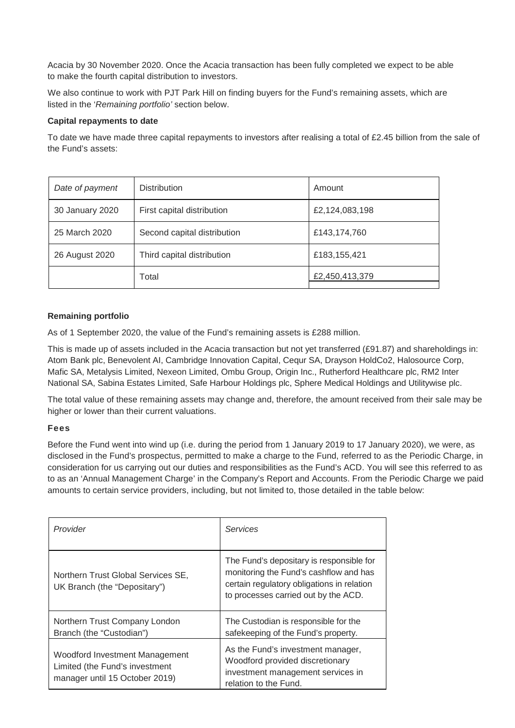Acacia by 30 November 2020. Once the Acacia transaction has been fully completed we expect to be able to make the fourth capital distribution to investors.

We also continue to work with PJT Park Hill on finding buyers for the Fund's remaining assets, which are listed in the '*Remaining portfolio'* section below.

**Capital repayments to date**

To date we have made three capital repayments to investors after realising a total of £2.45 billion from the sale of the Fund's assets:

| *Date of payment* | Distribution | Amount |
|---|---|---|
| 30 January 2020 | First capital distribution | £2,124,083,198 |
| 25 March 2020 | Second capital distribution | £143,174,760 |
| 26 August 2020 | Third capital distribution | £183,155,421 |
| | Total | £2,450,413,379 |

**Remaining portfolio**

As of 1 September 2020, the value of the Fund's remaining assets is £288 million.

This is made up of assets included in the Acacia transaction but not yet transferred (£91.87) and shareholdings in: Atom Bank plc, Benevolent AI, Cambridge Innovation Capital, Cequr SA, Drayson HoldCo2, Halosource Corp, Mafic SA, Metalysis Limited, Nexeon Limited, Ombu Group, Origin Inc., Rutherford Healthcare plc, RM2 Inter National SA, Sabina Estates Limited, Safe Harbour Holdings plc, Sphere Medical Holdings and Utilitywise plc.

The total value of these remaining assets may change and, therefore, the amount received from their sale may be higher or lower than their current valuations.

**Fees**

Before the Fund went into wind up (i.e. during the period from 1 January 2019 to 17 January 2020), we were, as disclosed in the Fund's prospectus, permitted to make a charge to the Fund, referred to as the Periodic Charge, in consideration for us carrying out our duties and responsibilities as the Fund's ACD. You will see this referred to as to as an 'Annual Management Charge' in the Company's Report and Accounts. From the Periodic Charge we paid amounts to certain service providers, including, but not limited to, those detailed in the table below:

| *Provider* | *Services* |
|---|---|
| Northern Trust Global Services SE, UK Branch (the "Depositary") | The Fund's depositary is responsible for monitoring the Fund's cashflow and has certain regulatory obligations in relation to processes carried out by the ACD. |
| Northern Trust Company London Branch (the "Custodian") | The Custodian is responsible for the safekeeping of the Fund's property. |
| Woodford Investment Management Limited (the Fund's investment manager until 15 October 2019) | As the Fund's investment manager, Woodford provided discretionary investment management services in relation to the Fund. |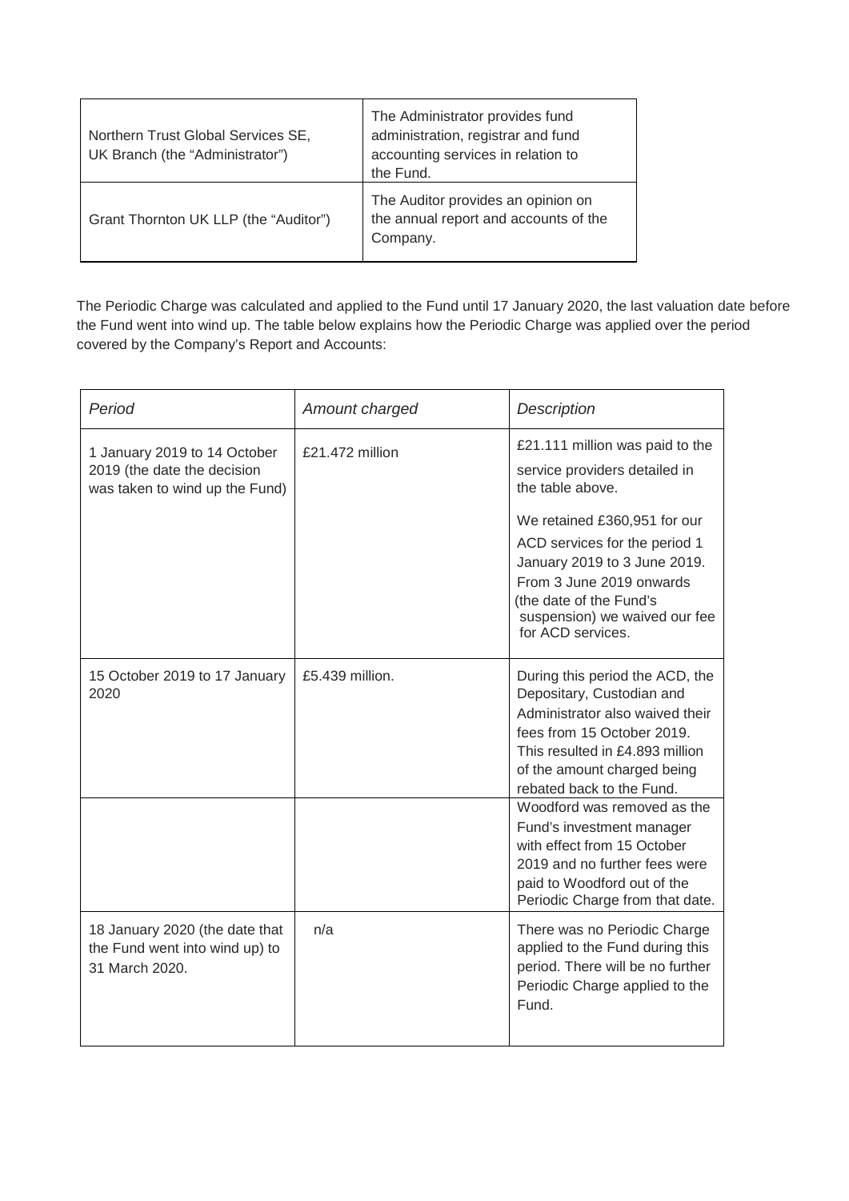| Northern Trust Global Services SE, UK Branch (the "Administrator") | The Administrator provides fund administration, registrar and fund accounting services in relation to the Fund. |
|---|---|
| Grant Thornton UK LLP (the "Auditor") | The Auditor provides an opinion on the annual report and accounts of the Company. |

The Periodic Charge was calculated and applied to the Fund until 17 January 2020, the last valuation date before the Fund went into wind up. The table below explains how the Periodic Charge was applied over the period covered by the Company's Report and Accounts:

| *Period* | *Amount charged* | *Description* |
|---|---|---|
| 1 January 2019 to 14 October 2019 (the date the decision was taken to wind up the Fund) | £21.472 million | £21.111 million was paid to the service providers detailed in the table above.<br><br>We retained £360,951 for our ACD services for the period 1 January 2019 to 3 June 2019. From 3 June 2019 onwards (the date of the Fund's suspension) we waived our fee for ACD services. |
| 15 October 2019 to 17 January 2020 | £5.439 million. | During this period the ACD, the Depositary, Custodian and Administrator also waived their fees from 15 October 2019. This resulted in £4.893 million of the amount charged being rebated back to the Fund. |
| | | Woodford was removed as the Fund's investment manager with effect from 15 October 2019 and no further fees were paid to Woodford out of the Periodic Charge from that date. |
| 18 January 2020 (the date that the Fund went into wind up) to 31 March 2020. | n/a | There was no Periodic Charge applied to the Fund during this period. There will be no further Periodic Charge applied to the Fund. |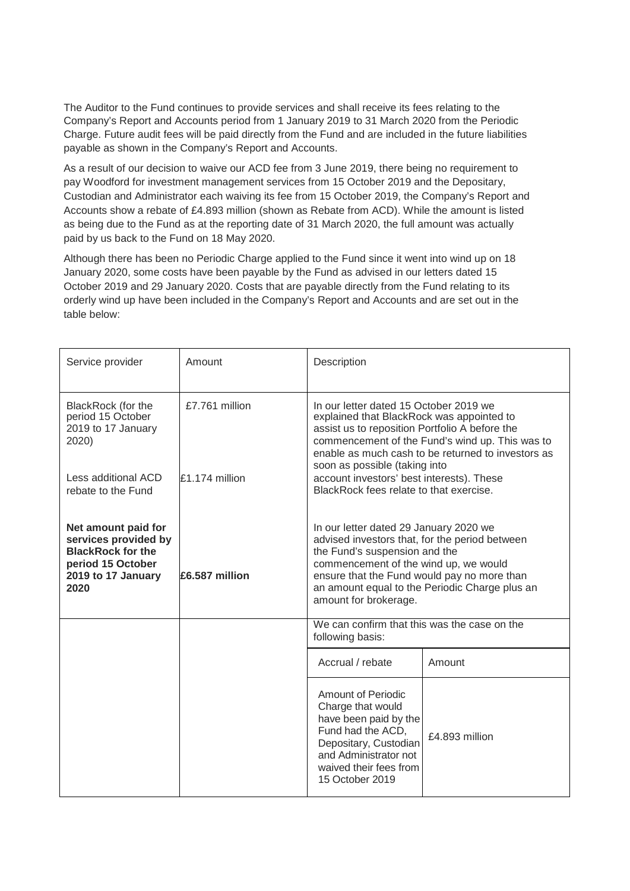The Auditor to the Fund continues to provide services and shall receive its fees relating to the Company's Report and Accounts period from 1 January 2019 to 31 March 2020 from the Periodic Charge. Future audit fees will be paid directly from the Fund and are included in the future liabilities payable as shown in the Company's Report and Accounts.

As a result of our decision to waive our ACD fee from 3 June 2019, there being no requirement to pay Woodford for investment management services from 15 October 2019 and the Depositary, Custodian and Administrator each waiving its fee from 15 October 2019, the Company's Report and Accounts show a rebate of £4.893 million (shown as Rebate from ACD). While the amount is listed as being due to the Fund as at the reporting date of 31 March 2020, the full amount was actually paid by us back to the Fund on 18 May 2020.

Although there has been no Periodic Charge applied to the Fund since it went into wind up on 18 January 2020, some costs have been payable by the Fund as advised in our letters dated 15 October 2019 and 29 January 2020. Costs that are payable directly from the Fund relating to its orderly wind up have been included in the Company's Report and Accounts and are set out in the table below:

| Service provider | Amount | Description | |
|---|---|---|---|
| BlackRock (for the period 15 October 2019 to 17 January 2020)<br><br>Less additional ACD rebate to the Fund<br><br>**Net amount paid for services provided by BlackRock for the period 15 October 2019 to 17 January 2020** | £7.761 million<br><br>£1.174 million<br><br>**£6.587 million** | In our letter dated 15 October 2019 we explained that BlackRock was appointed to assist us to reposition Portfolio A before the commencement of the Fund's wind up. This was to enable as much cash to be returned to investors as soon as possible (taking into account investors' best interests). These BlackRock fees relate to that exercise.<br><br>In our letter dated 29 January 2020 we advised investors that, for the period between the Fund's suspension and the commencement of the wind up, we would ensure that the Fund would pay no more than an amount equal to the Periodic Charge plus an amount for brokerage. | |
| | | We can confirm that this was the case on the following basis: | |
| | | Accrual / rebate | Amount |
| | | Amount of Periodic Charge that would have been paid by the Fund had the ACD, Depositary, Custodian and Administrator not waived their fees from 15 October 2019 | £4.893 million |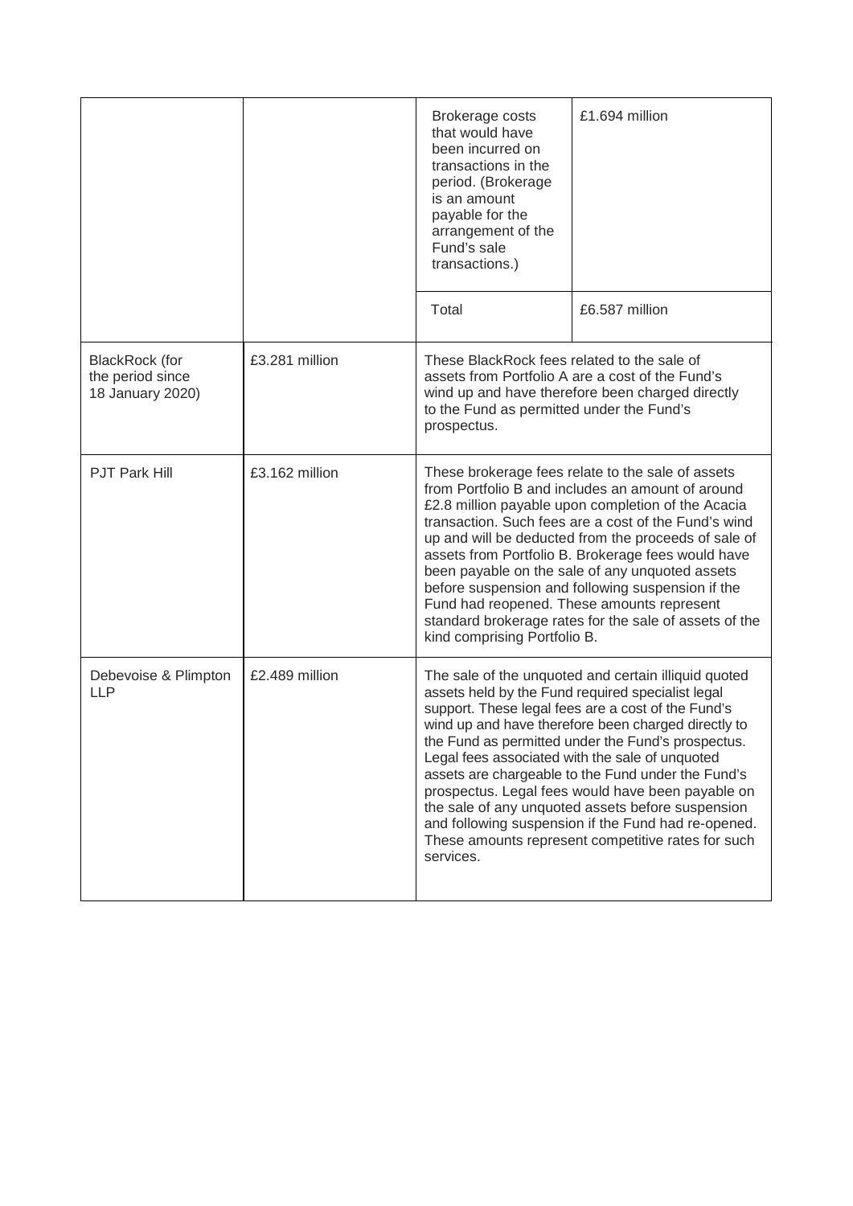| | | | |
|---|---|---|---|
| | | Brokerage costs that would have been incurred on transactions in the period. (Brokerage is an amount payable for the arrangement of the Fund's sale transactions.) | £1.694 million |
| | | Total | £6.587 million |
| BlackRock (for the period since 18 January 2020) | £3.281 million | These BlackRock fees related to the sale of assets from Portfolio A are a cost of the Fund's wind up and have therefore been charged directly to the Fund as permitted under the Fund's prospectus. | |
| PJT Park Hill | £3.162 million | These brokerage fees relate to the sale of assets from Portfolio B and includes an amount of around £2.8 million payable upon completion of the Acacia transaction. Such fees are a cost of the Fund's wind up and will be deducted from the proceeds of sale of assets from Portfolio B. Brokerage fees would have been payable on the sale of any unquoted assets before suspension and following suspension if the Fund had reopened. These amounts represent standard brokerage rates for the sale of assets of the kind comprising Portfolio B. | |
| Debevoise & Plimpton LLP | £2.489 million | The sale of the unquoted and certain illiquid quoted assets held by the Fund required specialist legal support. These legal fees are a cost of the Fund's wind up and have therefore been charged directly to the Fund as permitted under the Fund's prospectus. Legal fees associated with the sale of unquoted assets are chargeable to the Fund under the Fund's prospectus. Legal fees would have been payable on the sale of any unquoted assets before suspension and following suspension if the Fund had re-opened. These amounts represent competitive rates for such services. | |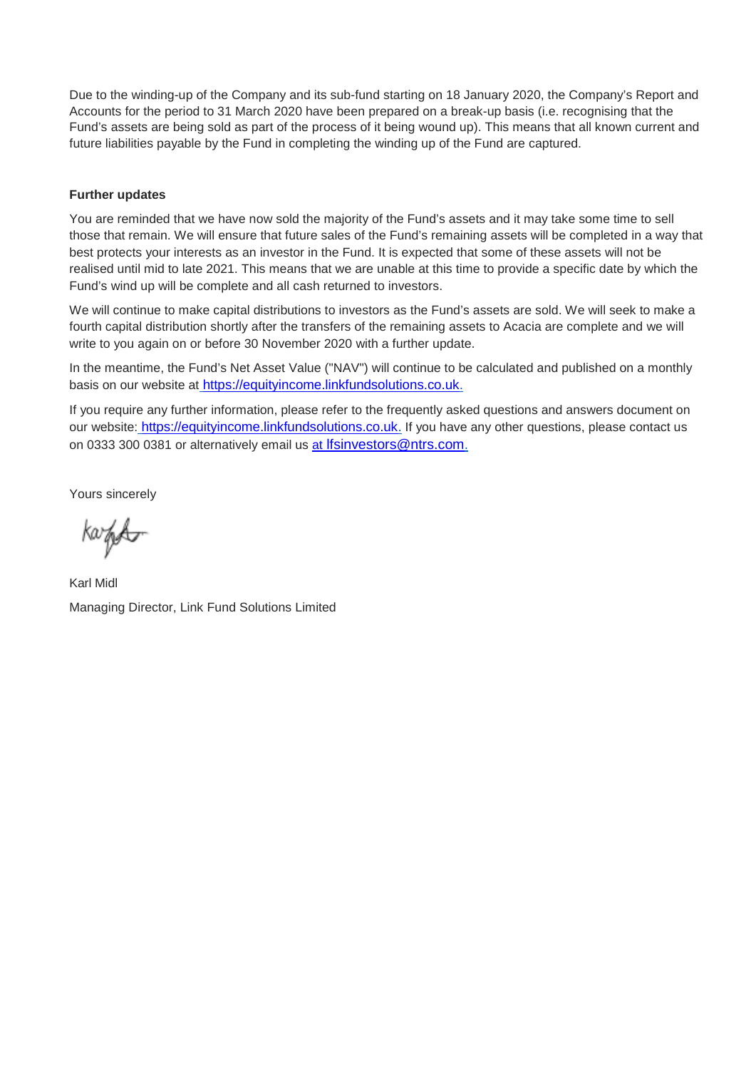Due to the winding-up of the Company and its sub-fund starting on 18 January 2020, the Company's Report and Accounts for the period to 31 March 2020 have been prepared on a break-up basis (i.e. recognising that the Fund's assets are being sold as part of the process of it being wound up). This means that all known current and future liabilities payable by the Fund in completing the winding up of the Fund are captured.

**Further updates**

You are reminded that we have now sold the majority of the Fund's assets and it may take some time to sell those that remain. We will ensure that future sales of the Fund's remaining assets will be completed in a way that best protects your interests as an investor in the Fund. It is expected that some of these assets will not be realised until mid to late 2021. This means that we are unable at this time to provide a specific date by which the Fund's wind up will be complete and all cash returned to investors.

We will continue to make capital distributions to investors as the Fund's assets are sold. We will seek to make a fourth capital distribution shortly after the transfers of the remaining assets to Acacia are complete and we will write to you again on or before 30 November 2020 with a further update.

In the meantime, the Fund's Net Asset Value ("NAV") will continue to be calculated and published on a monthly basis on our website at https://equityincome.linkfundsolutions.co.uk.

If you require any further information, please refer to the frequently asked questions and answers document on our website: https://equityincome.linkfundsolutions.co.uk. If you have any other questions, please contact us on 0333 300 0381 or alternatively email us at lfsinvestors@ntrs.com.

Yours sincerely

Karl Midl

Managing Director, Link Fund Solutions Limited